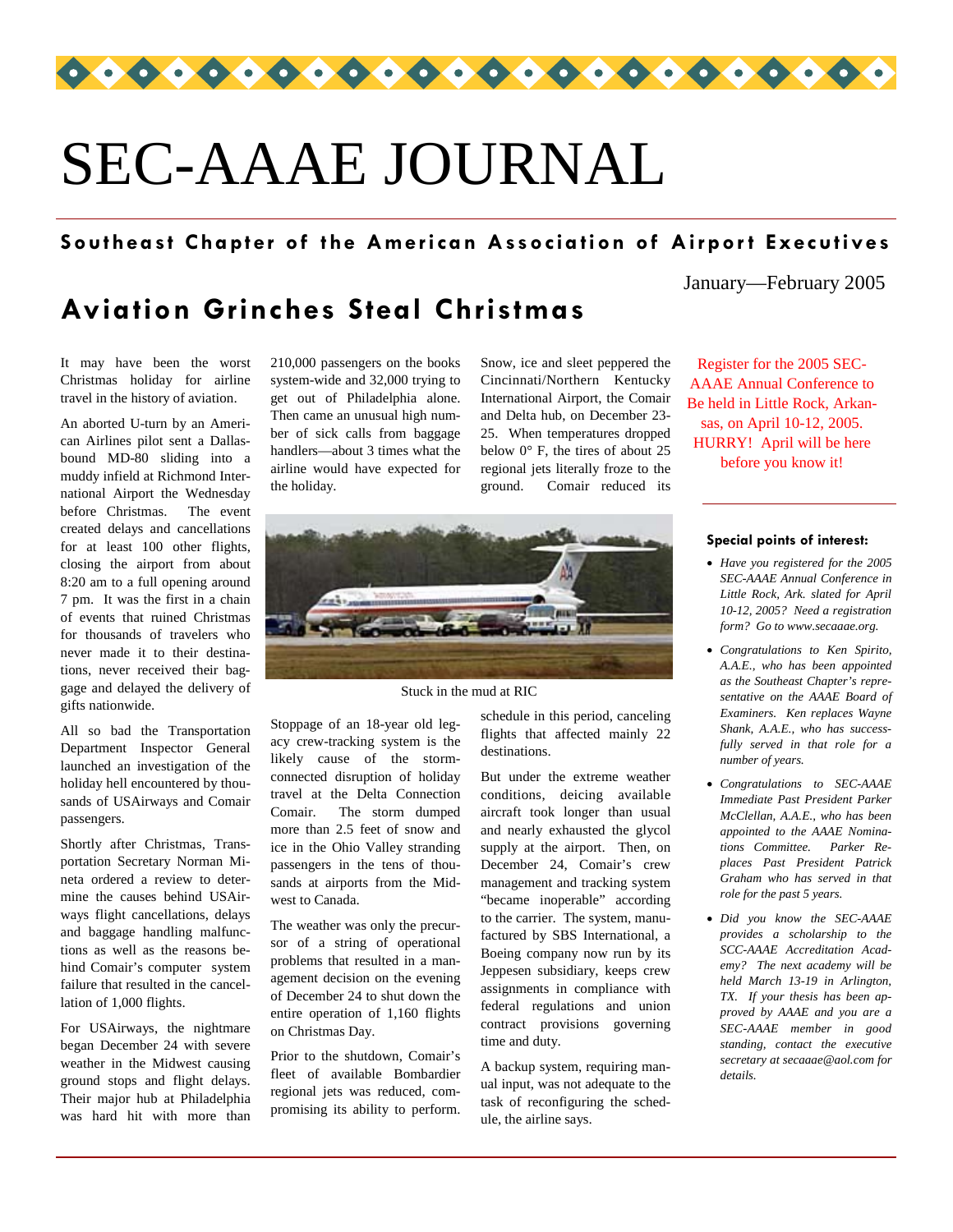# SEC-AAAE JOURNAL

**Southeast Chapter of the American Association of Airport Executives**

January—February 2005

## Aviation Grinches Steal Christmas

It may have been the worst Christmas holiday for airline travel in the history of aviation.

An aborted U-turn by an American Airlines pilot sent a Dallas-bound MD-80 sliding into a muddy infield at Richmond International Airport the Wednesday before Christmas. The event created delays and cancellations for at least 100 other flights, closing the airport from about 8:20 am to a full opening around 7 pm. It was the first in a chain of events that ruined Christmas for thousands of travelers who never made it to their destinations, never received their baggage and delayed the delivery of gifts nationwide.

All so bad the Transportation Department Inspector General launched an investigation of the holiday hell encountered by thousands of USAirways and Comair passengers.

Shortly after Christmas, Transportation Secretary Norman Mineta ordered a review to determine the causes behind USAirways flight cancellations, delays and baggage handling malfunctions as well as the reasons behind Comair's computer system failure that resulted in the cancellation of 1,000 flights.

For USAirways, the nightmare began December 24 with severe weather in the Midwest causing ground stops and flight delays. Their major hub at Philadelphia was hard hit with more than 210,000 passengers on the books system-wide and 32,000 trying to get out of Philadelphia alone. Then came an unusual high number of sick calls from baggage handlers—about 3 times what the airline would have expected for the holiday.

Snow, ice and sleet peppered the Cincinnati/Northern Kentucky International Airport, the Comair and Delta hub, on December 23-25. When temperatures dropped below 0° F, the tires of about 25 regional jets literally froze to the ground. Comair reduced its schedule in this period, canceling flights that affected mainly 22 destinations.

Stuck in the mud at RIC

Stoppage of an 18-year old legacy crew-tracking system is the likely cause of the storm-connected disruption of holiday travel at the Delta Connection Comair. The storm dumped more than 2.5 feet of snow and ice in the Ohio Valley stranding passengers in the tens of thousands at airports from the Midwest to Canada.

The weather was only the precursor of a string of operational problems that resulted in a management decision on the evening of December 24 to shut down the entire operation of 1,160 flights on Christmas Day.

Prior to the shutdown, Comair's fleet of available Bombardier regional jets was reduced, compromising its ability to perform.

But under the extreme weather conditions, deicing available aircraft took longer than usual and nearly exhausted the glycol supply at the airport. Then, on December 24, Comair's crew management and tracking system "became inoperable" according to the carrier. The system, manufactured by SBS International, a Boeing company now run by its Jeppesen subsidiary, keeps crew assignments in compliance with federal regulations and union contract provisions governing time and duty.

A backup system, requiring manual input, was not adequate to the task of reconfiguring the schedule, the airline says.

---

Register for the 2005 SEC-AAAE Annual Conference to Be held in Little Rock, Arkansas, on April 10-12, 2005. HURRY! April will be here before you know it!

---

**Special points of interest:**

- *Have you registered for the 2005 SEC-AAAE Annual Conference in Little Rock, Ark. slated for April 10-12, 2005? Need a registration form? Go to www.secaaae.org.*
- *Congratulations to Ken Spirito, A.A.E., who has been appointed as the Southeast Chapter's representative on the AAAE Board of Examiners. Ken replaces Wayne Shank, A.A.E., who has successfully served in that role for a number of years.*
- *Congratulations to SEC-AAAE Immediate Past President Parker McClellan, A.A.E., who has been appointed to the AAAE Nominations Committee. Parker Replaces Past President Patrick Graham who has served in that role for the past 5 years.*
- *Did you know the SEC-AAAE provides a scholarship to the SCC-AAAE Accreditation Academy? The next academy will be held March 13-19 in Arlington, TX. If your thesis has been approved by AAAE and you are a SEC-AAAE member in good standing, contact the executive secretary at secaaae@aol.com for details.*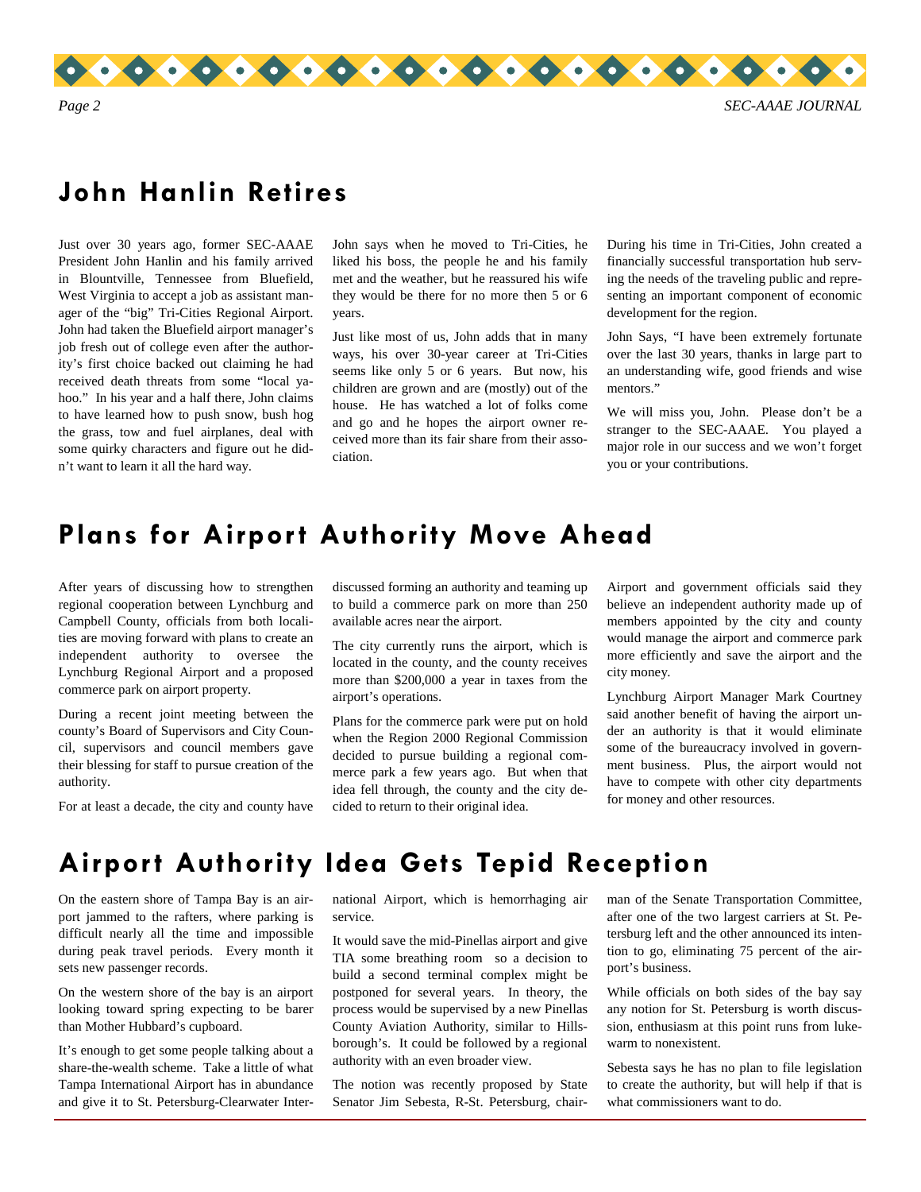## John Hanlin Retires

Just over 30 years ago, former SEC-AAAE President John Hanlin and his family arrived in Blountville, Tennessee from Bluefield, West Virginia to accept a job as assistant manager of the "big" Tri-Cities Regional Airport. John had taken the Bluefield airport manager's job fresh out of college even after the authority's first choice backed out claiming he had received death threats from some "local yahoo." In his year and a half there, John claims to have learned how to push snow, bush hog the grass, tow and fuel airplanes, deal with some quirky characters and figure out he didn't want to learn it all the hard way.

John says when he moved to Tri-Cities, he liked his boss, the people he and his family met and the weather, but he reassured his wife they would be there for no more then 5 or 6 years.

Just like most of us, John adds that in many ways, his over 30-year career at Tri-Cities seems like only 5 or 6 years. But now, his children are grown and are (mostly) out of the house. He has watched a lot of folks come and go and he hopes the airport owner received more than its fair share from their association.

During his time in Tri-Cities, John created a financially successful transportation hub serving the needs of the traveling public and representing an important component of economic development for the region.

John Says, "I have been extremely fortunate over the last 30 years, thanks in large part to an understanding wife, good friends and wise mentors."

We will miss you, John. Please don't be a stranger to the SEC-AAAE. You played a major role in our success and we won't forget you or your contributions.

## Plans for Airport Authority Move Ahead

After years of discussing how to strengthen regional cooperation between Lynchburg and Campbell County, officials from both localities are moving forward with plans to create an independent authority to oversee the Lynchburg Regional Airport and a proposed commerce park on airport property.

During a recent joint meeting between the county's Board of Supervisors and City Council, supervisors and council members gave their blessing for staff to pursue creation of the authority.

For at least a decade, the city and county have discussed forming an authority and teaming up to build a commerce park on more than 250 available acres near the airport.

The city currently runs the airport, which is located in the county, and the county receives more than $200,000 a year in taxes from the airport's operations.

Plans for the commerce park were put on hold when the Region 2000 Regional Commission decided to pursue building a regional commerce park a few years ago. But when that idea fell through, the county and the city decided to return to their original idea.

Airport and government officials said they believe an independent authority made up of members appointed by the city and county would manage the airport and commerce park more efficiently and save the airport and the city money.

Lynchburg Airport Manager Mark Courtney said another benefit of having the airport under an authority is that it would eliminate some of the bureaucracy involved in government business. Plus, the airport would not have to compete with other city departments for money and other resources.

## Airport Authority Idea Gets Tepid Reception

On the eastern shore of Tampa Bay is an airport jammed to the rafters, where parking is difficult nearly all the time and impossible during peak travel periods. Every month it sets new passenger records.

On the western shore of the bay is an airport looking toward spring expecting to be barer than Mother Hubbard's cupboard.

It's enough to get some people talking about a share-the-wealth scheme. Take a little of what Tampa International Airport has in abundance and give it to St. Petersburg-Clearwater International Airport, which is hemorrhaging air service.

It would save the mid-Pinellas airport and give TIA some breathing room so a decision to build a second terminal complex might be postponed for several years. In theory, the process would be supervised by a new Pinellas County Aviation Authority, similar to Hillsborough's. It could be followed by a regional authority with an even broader view.

The notion was recently proposed by State Senator Jim Sebesta, R-St. Petersburg, chairman of the Senate Transportation Committee, after one of the two largest carriers at St. Petersburg left and the other announced its intention to go, eliminating 75 percent of the airport's business.

While officials on both sides of the bay say any notion for St. Petersburg is worth discussion, enthusiasm at this point runs from lukewarm to nonexistent.

Sebesta says he has no plan to file legislation to create the authority, but will help if that is what commissioners want to do.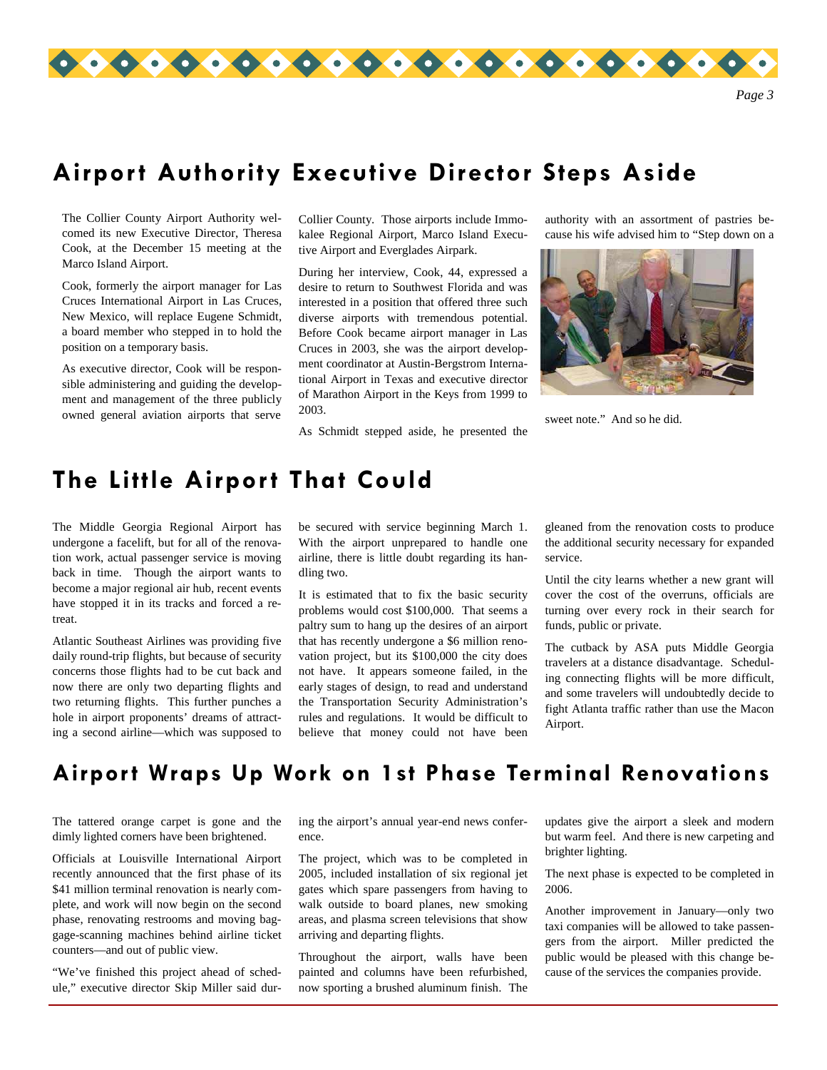# Airport Authority Executive Director Steps Aside

The Collier County Airport Authority welcomed its new Executive Director, Theresa Cook, at the December 15 meeting at the Marco Island Airport.

Cook, formerly the airport manager for Las Cruces International Airport in Las Cruces, New Mexico, will replace Eugene Schmidt, a board member who stepped in to hold the position on a temporary basis.

As executive director, Cook will be responsible administering and guiding the development and management of the three publicly owned general aviation airports that serve Collier County. Those airports include Immokalee Regional Airport, Marco Island Executive Airport and Everglades Airpark.

During her interview, Cook, 44, expressed a desire to return to Southwest Florida and was interested in a position that offered three such diverse airports with tremendous potential. Before Cook became airport manager in Las Cruces in 2003, she was the airport development coordinator at Austin-Bergstrom International Airport in Texas and executive director of Marathon Airport in the Keys from 1999 to 2003.

As Schmidt stepped aside, he presented the authority with an assortment of pastries because his wife advised him to "Step down on a sweet note." And so he did.

# The Little Airport That Could

The Middle Georgia Regional Airport has undergone a facelift, but for all of the renovation work, actual passenger service is moving back in time. Though the airport wants to become a major regional air hub, recent events have stopped it in its tracks and forced a retreat.

Atlantic Southeast Airlines was providing five daily round-trip flights, but because of security concerns those flights had to be cut back and now there are only two departing flights and two returning flights. This further punches a hole in airport proponents' dreams of attracting a second airline—which was supposed to be secured with service beginning March 1. With the airport unprepared to handle one airline, there is little doubt regarding its handling two.

It is estimated that to fix the basic security problems would cost $100,000. That seems a paltry sum to hang up the desires of an airport that has recently undergone a $6 million renovation project, but its $100,000 the city does not have. It appears someone failed, in the early stages of design, to read and understand the Transportation Security Administration's rules and regulations. It would be difficult to believe that money could not have been gleaned from the renovation costs to produce the additional security necessary for expanded service.

Until the city learns whether a new grant will cover the cost of the overruns, officials are turning over every rock in their search for funds, public or private.

The cutback by ASA puts Middle Georgia travelers at a distance disadvantage. Scheduling connecting flights will be more difficult, and some travelers will undoubtedly decide to fight Atlanta traffic rather than use the Macon Airport.

# Airport Wraps Up Work on 1st Phase Terminal Renovations

The tattered orange carpet is gone and the dimly lighted corners have been brightened.

Officials at Louisville International Airport recently announced that the first phase of its $41 million terminal renovation is nearly complete, and work will now begin on the second phase, renovating restrooms and moving baggage-scanning machines behind airline ticket counters—and out of public view.

"We've finished this project ahead of schedule," executive director Skip Miller said during the airport's annual year-end news conference.

The project, which was to be completed in 2005, included installation of six regional jet gates which spare passengers from having to walk outside to board planes, new smoking areas, and plasma screen televisions that show arriving and departing flights.

Throughout the airport, walls have been painted and columns have been refurbished, now sporting a brushed aluminum finish. The updates give the airport a sleek and modern but warm feel. And there is new carpeting and brighter lighting.

The next phase is expected to be completed in 2006.

Another improvement in January—only two taxi companies will be allowed to take passengers from the airport. Miller predicted the public would be pleased with this change because of the services the companies provide.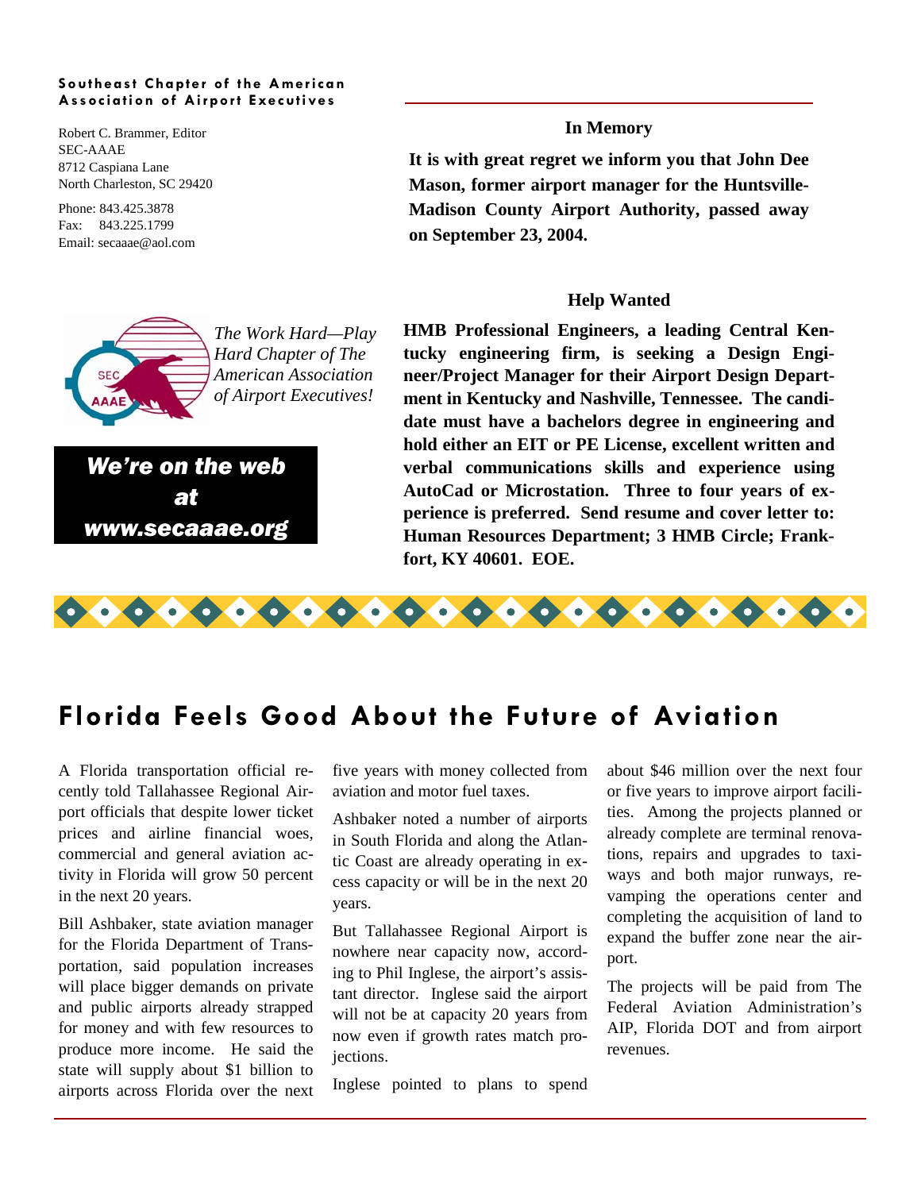**Southeast Chapter of the American Association of Airport Executives**

Robert C. Brammer, Editor
SEC-AAAE
8712 Caspiana Lane
North Charleston, SC 29420

Phone: 843.425.3878
Fax: 843.225.1799
Email: secaaae@aol.com

*The Work Hard—Play Hard Chapter of The American Association of Airport Executives!*

***We're on the web at www.secaaae.org***

### In Memory

**It is with great regret we inform you that John Dee Mason, former airport manager for the Huntsville-Madison County Airport Authority, passed away on September 23, 2004.**

### Help Wanted

**HMB Professional Engineers, a leading Central Kentucky engineering firm, is seeking a Design Engineer/Project Manager for their Airport Design Department in Kentucky and Nashville, Tennessee. The candidate must have a bachelors degree in engineering and hold either an EIT or PE License, excellent written and verbal communications skills and experience using AutoCad or Microstation. Three to four years of experience is preferred. Send resume and cover letter to: Human Resources Department; 3 HMB Circle; Frankfort, KY 40601. EOE.**

## Florida Feels Good About the Future of Aviation

A Florida transportation official recently told Tallahassee Regional Airport officials that despite lower ticket prices and airline financial woes, commercial and general aviation activity in Florida will grow 50 percent in the next 20 years.

Bill Ashbaker, state aviation manager for the Florida Department of Transportation, said population increases will place bigger demands on private and public airports already strapped for money and with few resources to produce more income. He said the state will supply about $1 billion to airports across Florida over the next five years with money collected from aviation and motor fuel taxes.

Ashbaker noted a number of airports in South Florida and along the Atlantic Coast are already operating in excess capacity or will be in the next 20 years.

But Tallahassee Regional Airport is nowhere near capacity now, according to Phil Inglese, the airport's assistant director. Inglese said the airport will not be at capacity 20 years from now even if growth rates match projections.

Inglese pointed to plans to spend about $46 million over the next four or five years to improve airport facilities. Among the projects planned or already complete are terminal renovations, repairs and upgrades to taxiways and both major runways, revamping the operations center and completing the acquisition of land to expand the buffer zone near the airport.

The projects will be paid from The Federal Aviation Administration's AIP, Florida DOT and from airport revenues.